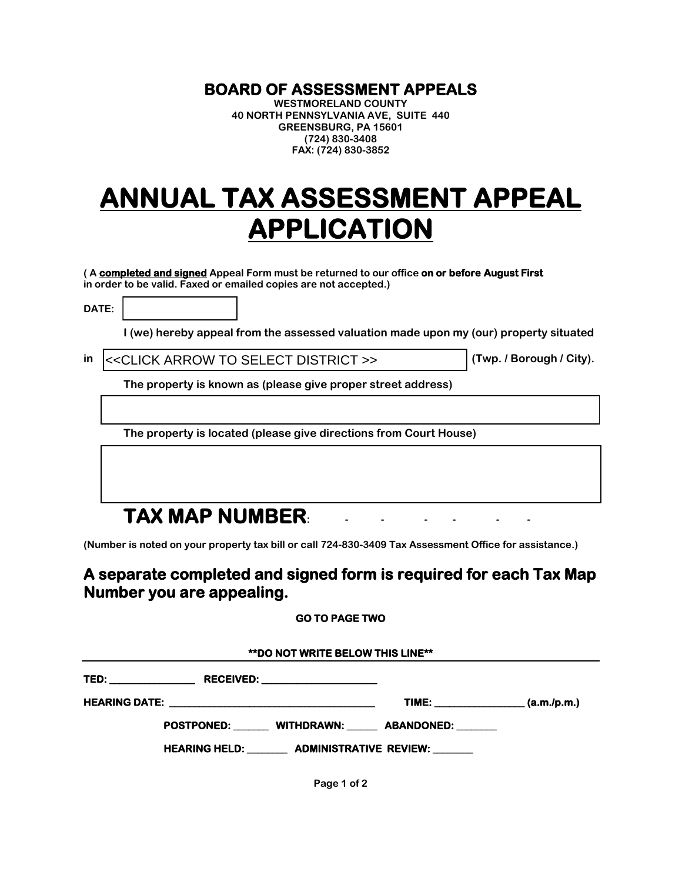## BOARD OF ASSESSMENT APPEALS

**WESTMORELAND COUNTY**
**40 NORTH PENNSYLVANIA AVE, SUITE 440**
**GREENSBURG, PA 15601**
**(724) 830-3408**
**FAX: (724) 830-3852**

# ANNUAL TAX ASSESSMENT APPEAL APPLICATION

**( A completed and signed Appeal Form must be returned to our office on or before August First in order to be valid. Faxed or emailed copies are not accepted.)**

**DATE:** ____________

**I (we) hereby appeal from the assessed valuation made upon my (our) property situated**

**in** <<CLICK ARROW TO SELECT DISTRICT >> **(Twp. / Borough / City).**

**The property is known as (please give proper street address)**

____________________________________________

**The property is located (please give directions from Court House)**

____________________________________________

## TAX MAP NUMBER: - - - - - -

**(Number is noted on your property tax bill or call 724-830-3409 Tax Assessment Office for assistance.)**

### A separate completed and signed form is required for each Tax Map Number you are appealing.

**GO TO PAGE TWO**

**\*\*DO NOT WRITE BELOW THIS LINE\*\***

**TED:** ______________ **RECEIVED:** ____________________

**HEARING DATE:** ____________________________________ **TIME:** _______________ **(a.m./p.m.)**

**POSTPONED:** ______ **WITHDRAWN:** ______ **ABANDONED:** _______

**HEARING HELD:** _______ **ADMINISTRATIVE REVIEW:** _______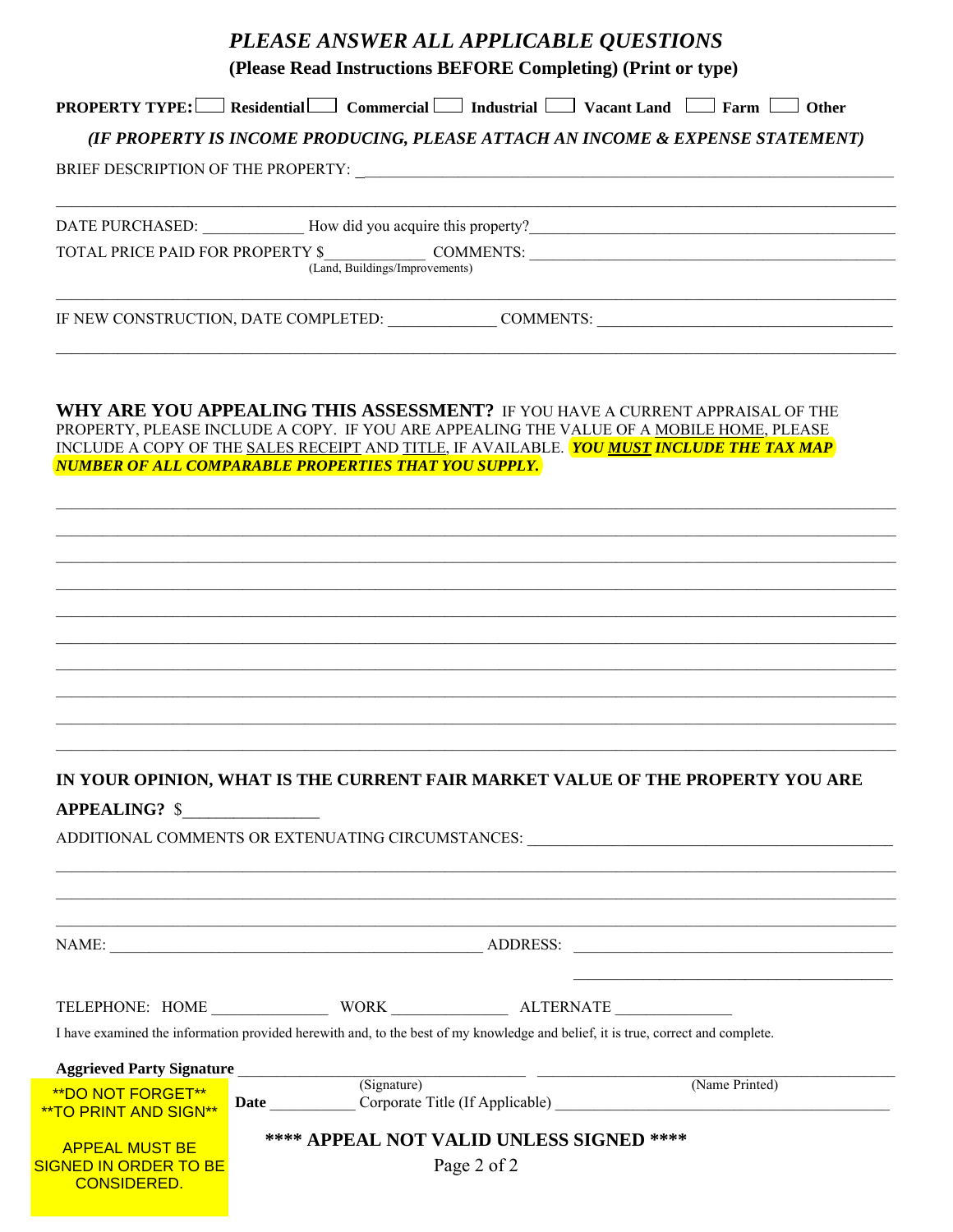## PLEASE ANSWER ALL APPLICABLE QUESTIONS

**(Please Read Instructions BEFORE Completing) (Print or type)**

**PROPERTY TYPE:** ☐ **Residential** ☐ **Commercial** ☐ **Industrial** ☐ **Vacant Land** ☐ **Farm** ☐ **Other**

***(IF PROPERTY IS INCOME PRODUCING, PLEASE ATTACH AN INCOME & EXPENSE STATEMENT)***

BRIEF DESCRIPTION OF THE PROPERTY: ___________________________________________

___________________________________________

DATE PURCHASED: ____________ How did you acquire this property?___________________________

TOTAL PRICE PAID FOR PROPERTY $___________ COMMENTS: ___________________________
(Land, Buildings/Improvements)

___________________________________________

IF NEW CONSTRUCTION, DATE COMPLETED: _____________ COMMENTS: ___________________________

___________________________________________

**WHY ARE YOU APPEALING THIS ASSESSMENT?** IF YOU HAVE A CURRENT APPRAISAL OF THE PROPERTY, PLEASE INCLUDE A COPY. IF YOU ARE APPEALING THE VALUE OF A MOBILE HOME, PLEASE INCLUDE A COPY OF THE SALES RECEIPT AND TITLE, IF AVAILABLE. ***YOU MUST INCLUDE THE TAX MAP NUMBER OF ALL COMPARABLE PROPERTIES THAT YOU SUPPLY.***

___________________________________________

___________________________________________

___________________________________________

___________________________________________

___________________________________________

___________________________________________

___________________________________________

___________________________________________

___________________________________________

___________________________________________

**IN YOUR OPINION, WHAT IS THE CURRENT FAIR MARKET VALUE OF THE PROPERTY YOU ARE APPEALING?** $_______________

ADDITIONAL COMMENTS OR EXTENUATING CIRCUMSTANCES: ___________________________

___________________________________________

___________________________________________

___________________________________________

NAME: ___________________________ ADDRESS: ___________________________

___________________________

TELEPHONE: HOME _____________ WORK _____________ ALTERNATE _____________

I have examined the information provided herewith and, to the best of my knowledge and belief, it is true, correct and complete.

**Aggrieved Party Signature** ___________________________ ___________________________
(Signature) (Name Printed)

**Date** __________ Corporate Title (If Applicable) ___________________________

**DO NOT FORGET**
**TO PRINT AND SIGN**

APPEAL MUST BE SIGNED IN ORDER TO BE CONSIDERED.

**\*\*\*\* APPEAL NOT VALID UNLESS SIGNED \*\*\*\***